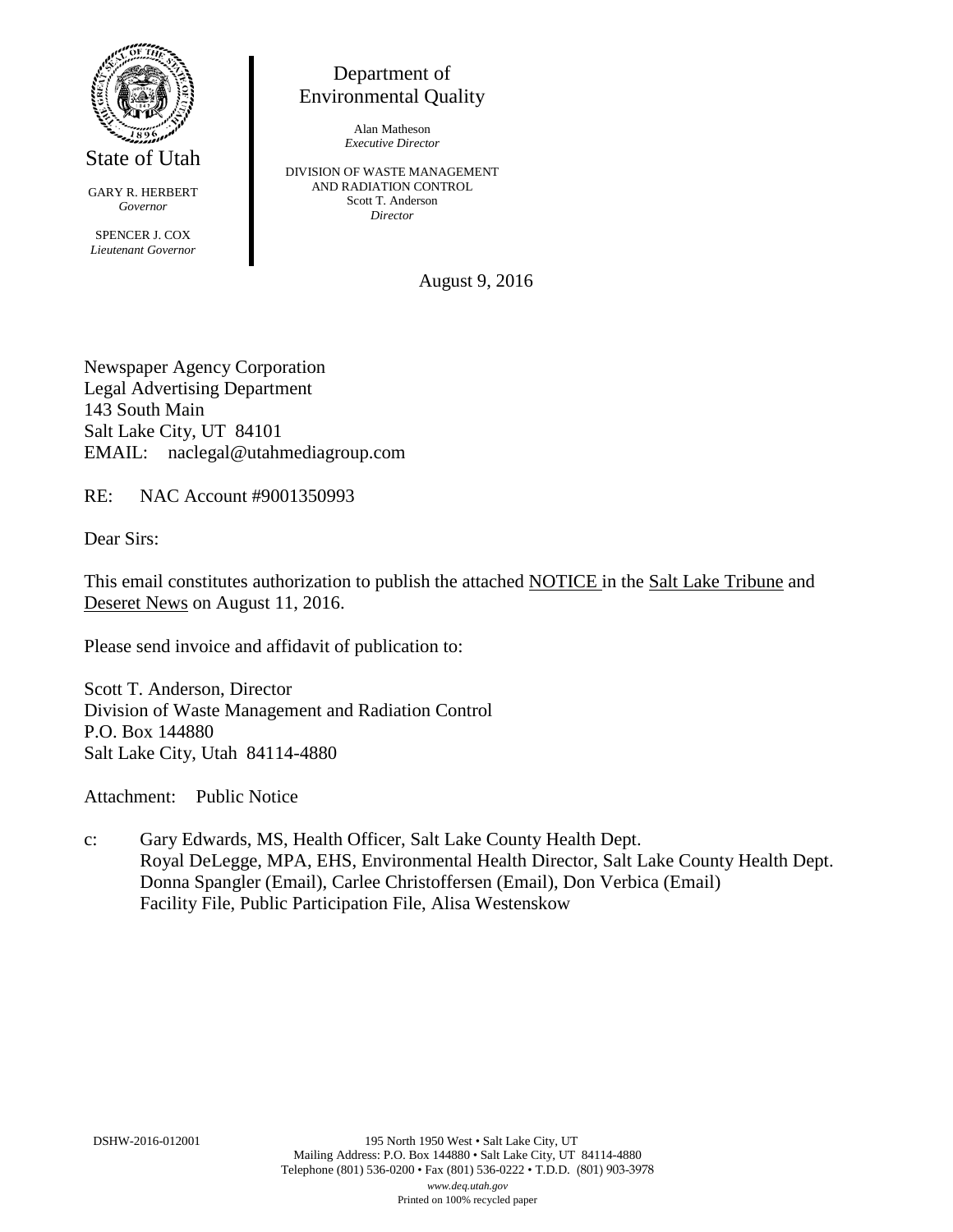State of Utah

GARY R. HERBERT
*Governor*

SPENCER J. COX
*Lieutenant Governor*

Department of
Environmental Quality

Alan Matheson
*Executive Director*

DIVISION OF WASTE MANAGEMENT
AND RADIATION CONTROL
Scott T. Anderson
*Director*

August 9, 2016

Newspaper Agency Corporation
Legal Advertising Department
143 South Main
Salt Lake City, UT 84101
EMAIL: naclegal@utahmediagroup.com

RE: NAC Account #9001350993

Dear Sirs:

This email constitutes authorization to publish the attached NOTICE in the Salt Lake Tribune and Deseret News on August 11, 2016.

Please send invoice and affidavit of publication to:

Scott T. Anderson, Director
Division of Waste Management and Radiation Control
P.O. Box 144880
Salt Lake City, Utah 84114-4880

Attachment: Public Notice

c: Gary Edwards, MS, Health Officer, Salt Lake County Health Dept.
Royal DeLegge, MPA, EHS, Environmental Health Director, Salt Lake County Health Dept.
Donna Spangler (Email), Carlee Christoffersen (Email), Don Verbica (Email)
Facility File, Public Participation File, Alisa Westenskow

DSHW-2016-012001

195 North 1950 West • Salt Lake City, UT
Mailing Address: P.O. Box 144880 • Salt Lake City, UT 84114-4880
Telephone (801) 536-0200 • Fax (801) 536-0222 • T.D.D. (801) 903-3978
*www.deq.utah.gov*
Printed on 100% recycled paper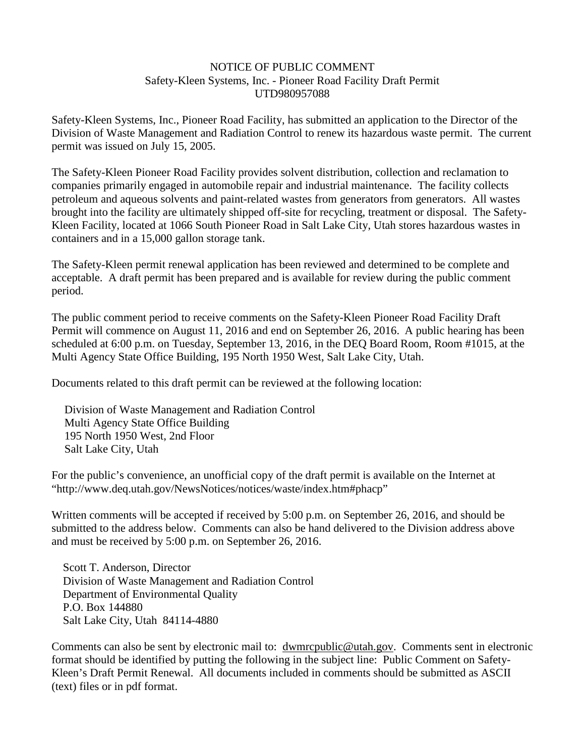NOTICE OF PUBLIC COMMENT
Safety-Kleen Systems, Inc. - Pioneer Road Facility Draft Permit
UTD980957088

Safety-Kleen Systems, Inc., Pioneer Road Facility, has submitted an application to the Director of the Division of Waste Management and Radiation Control to renew its hazardous waste permit. The current permit was issued on July 15, 2005.

The Safety-Kleen Pioneer Road Facility provides solvent distribution, collection and reclamation to companies primarily engaged in automobile repair and industrial maintenance. The facility collects petroleum and aqueous solvents and paint-related wastes from generators from generators. All wastes brought into the facility are ultimately shipped off-site for recycling, treatment or disposal. The Safety-Kleen Facility, located at 1066 South Pioneer Road in Salt Lake City, Utah stores hazardous wastes in containers and in a 15,000 gallon storage tank.

The Safety-Kleen permit renewal application has been reviewed and determined to be complete and acceptable. A draft permit has been prepared and is available for review during the public comment period.

The public comment period to receive comments on the Safety-Kleen Pioneer Road Facility Draft Permit will commence on August 11, 2016 and end on September 26, 2016. A public hearing has been scheduled at 6:00 p.m. on Tuesday, September 13, 2016, in the DEQ Board Room, Room #1015, at the Multi Agency State Office Building, 195 North 1950 West, Salt Lake City, Utah.

Documents related to this draft permit can be reviewed at the following location:

Division of Waste Management and Radiation Control
Multi Agency State Office Building
195 North 1950 West, 2nd Floor
Salt Lake City, Utah

For the public's convenience, an unofficial copy of the draft permit is available on the Internet at "http://www.deq.utah.gov/NewsNotices/notices/waste/index.htm#phacp"

Written comments will be accepted if received by 5:00 p.m. on September 26, 2016, and should be submitted to the address below. Comments can also be hand delivered to the Division address above and must be received by 5:00 p.m. on September 26, 2016.

Scott T. Anderson, Director
Division of Waste Management and Radiation Control
Department of Environmental Quality
P.O. Box 144880
Salt Lake City, Utah 84114-4880

Comments can also be sent by electronic mail to: dwmrcpublic@utah.gov. Comments sent in electronic format should be identified by putting the following in the subject line: Public Comment on Safety-Kleen's Draft Permit Renewal. All documents included in comments should be submitted as ASCII (text) files or in pdf format.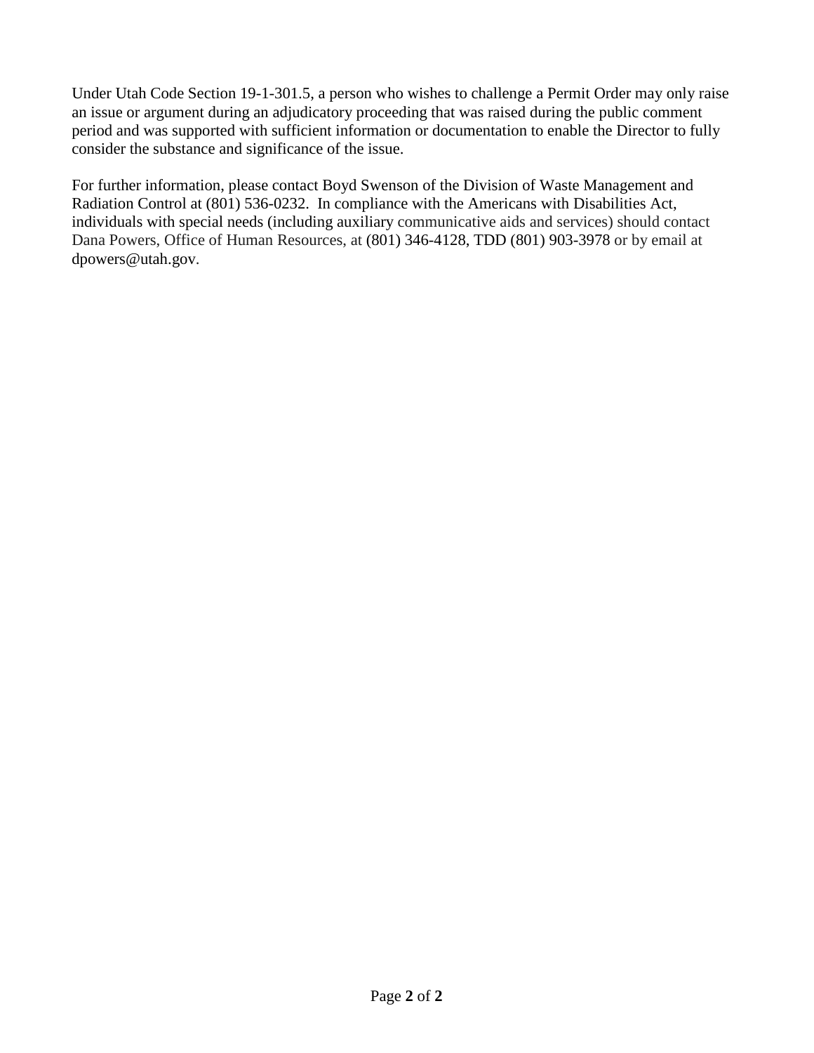Under Utah Code Section 19-1-301.5, a person who wishes to challenge a Permit Order may only raise an issue or argument during an adjudicatory proceeding that was raised during the public comment period and was supported with sufficient information or documentation to enable the Director to fully consider the substance and significance of the issue.

For further information, please contact Boyd Swenson of the Division of Waste Management and Radiation Control at (801) 536-0232. In compliance with the Americans with Disabilities Act, individuals with special needs (including auxiliary communicative aids and services) should contact Dana Powers, Office of Human Resources, at (801) 346-4128, TDD (801) 903-3978 or by email at dpowers@utah.gov.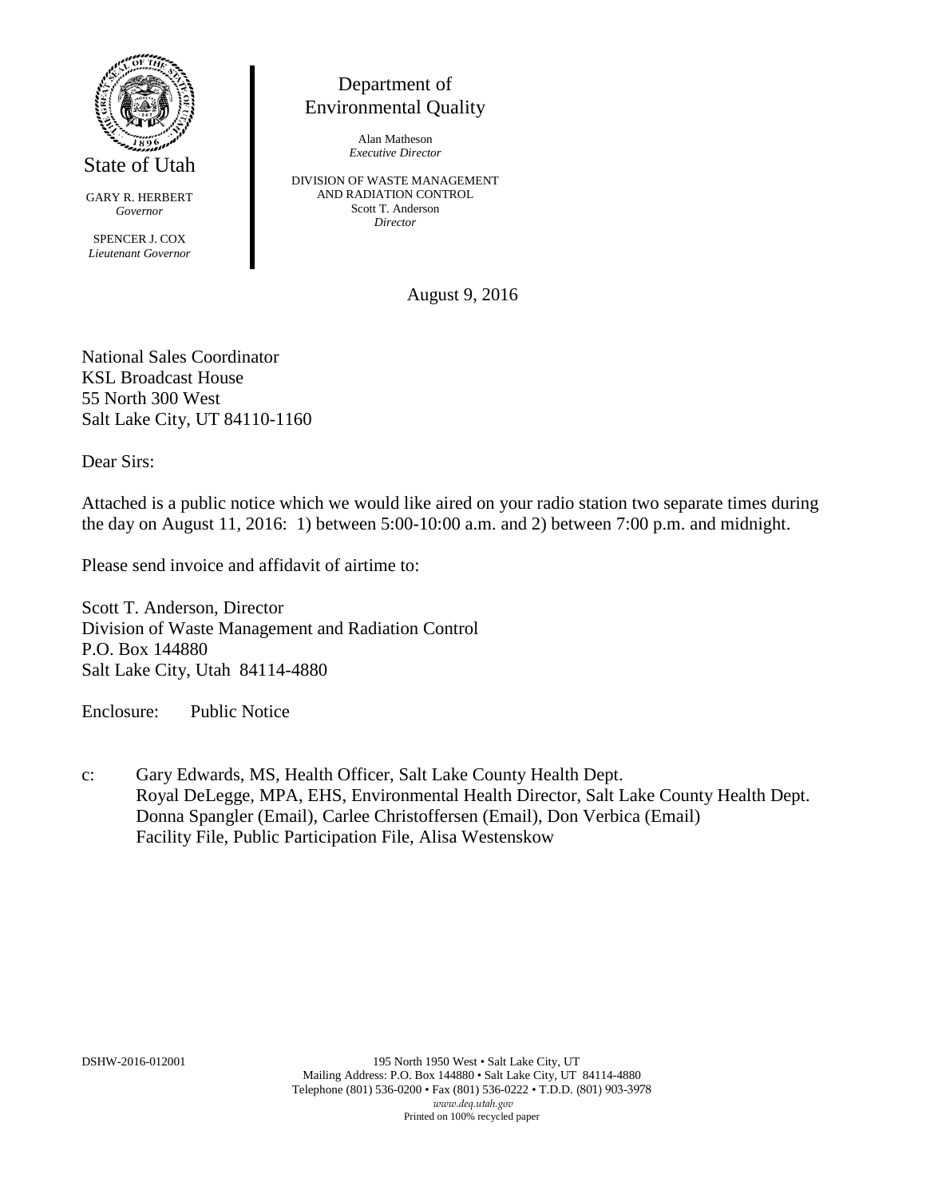State of Utah

GARY R. HERBERT
*Governor*

SPENCER J. COX
*Lieutenant Governor*

Department of
Environmental Quality

Alan Matheson
*Executive Director*

DIVISION OF WASTE MANAGEMENT
AND RADIATION CONTROL
Scott T. Anderson
*Director*

August 9, 2016

National Sales Coordinator
KSL Broadcast House
55 North 300 West
Salt Lake City, UT 84110-1160

Dear Sirs:

Attached is a public notice which we would like aired on your radio station two separate times during the day on August 11, 2016: 1) between 5:00-10:00 a.m. and 2) between 7:00 p.m. and midnight.

Please send invoice and affidavit of airtime to:

Scott T. Anderson, Director
Division of Waste Management and Radiation Control
P.O. Box 144880
Salt Lake City, Utah 84114-4880

Enclosure: Public Notice

c: Gary Edwards, MS, Health Officer, Salt Lake County Health Dept.
Royal DeLegge, MPA, EHS, Environmental Health Director, Salt Lake County Health Dept.
Donna Spangler (Email), Carlee Christoffersen (Email), Don Verbica (Email)
Facility File, Public Participation File, Alisa Westenskow

DSHW-2016-012001

195 North 1950 West • Salt Lake City, UT
Mailing Address: P.O. Box 144880 • Salt Lake City, UT 84114-4880
Telephone (801) 536-0200 • Fax (801) 536-0222 • T.D.D. (801) 903-3978
*www.deq.utah.gov*
Printed on 100% recycled paper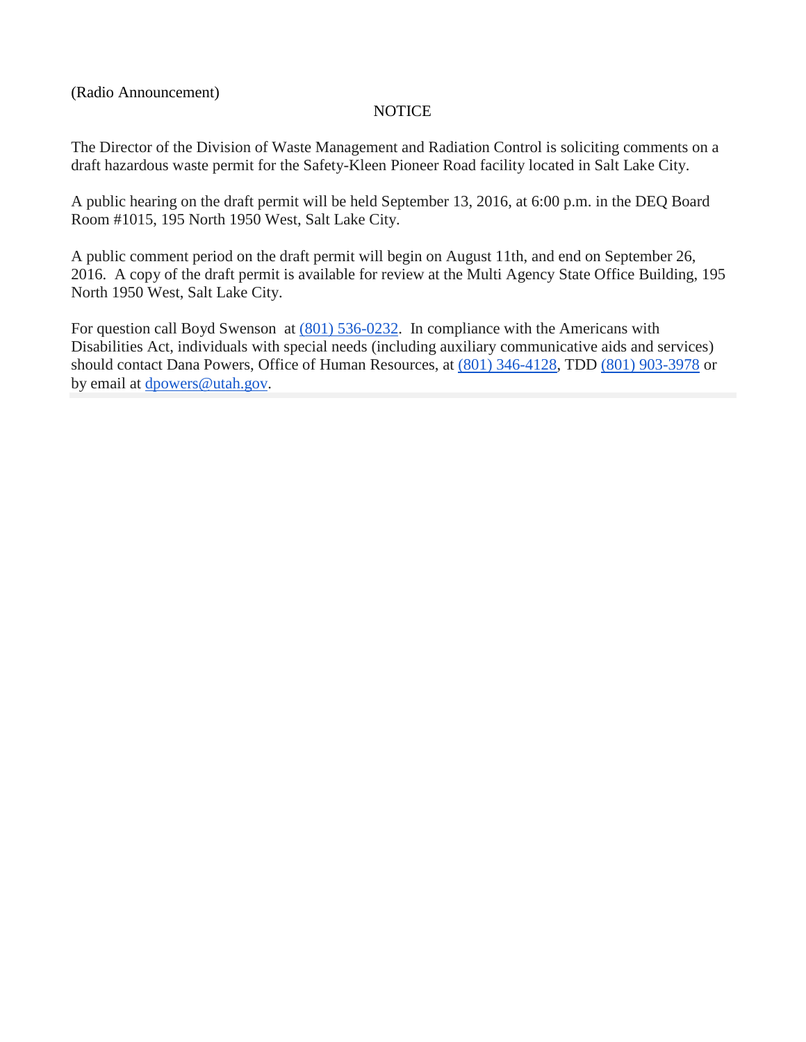(Radio Announcement)

NOTICE

The Director of the Division of Waste Management and Radiation Control is soliciting comments on a draft hazardous waste permit for the Safety-Kleen Pioneer Road facility located in Salt Lake City.

A public hearing on the draft permit will be held September 13, 2016, at 6:00 p.m. in the DEQ Board Room #1015, 195 North 1950 West, Salt Lake City.

A public comment period on the draft permit will begin on August 11th, and end on September 26, 2016. A copy of the draft permit is available for review at the Multi Agency State Office Building, 195 North 1950 West, Salt Lake City.

For question call Boyd Swenson at (801) 536-0232. In compliance with the Americans with Disabilities Act, individuals with special needs (including auxiliary communicative aids and services) should contact Dana Powers, Office of Human Resources, at (801) 346-4128, TDD (801) 903-3978 or by email at dpowers@utah.gov.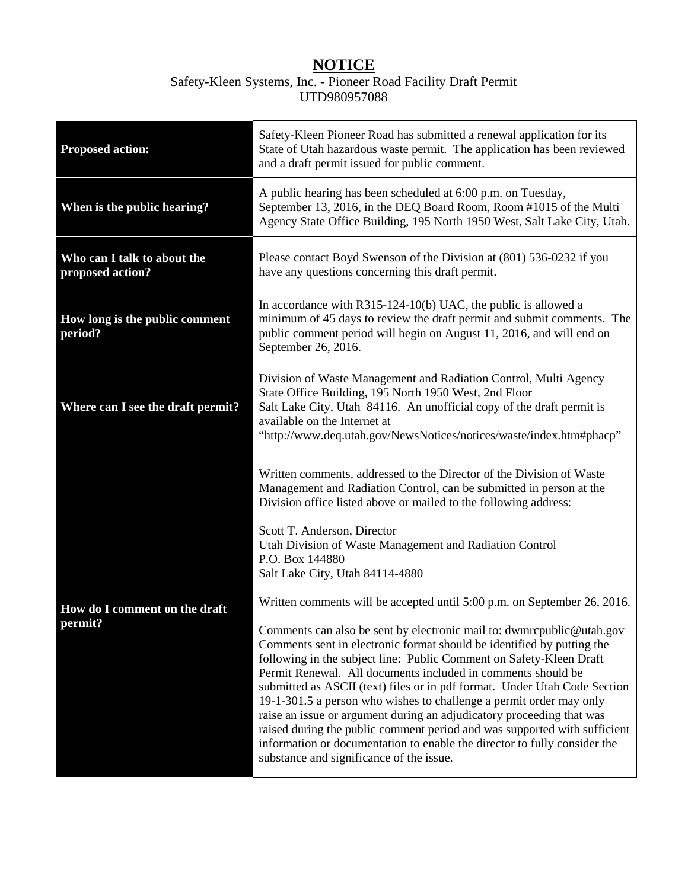# NOTICE

Safety-Kleen Systems, Inc. - Pioneer Road Facility Draft Permit
UTD980957088

| | |
|---|---|
| **Proposed action:** | Safety-Kleen Pioneer Road has submitted a renewal application for its State of Utah hazardous waste permit. The application has been reviewed and a draft permit issued for public comment. |
| **When is the public hearing?** | A public hearing has been scheduled at 6:00 p.m. on Tuesday, September 13, 2016, in the DEQ Board Room, Room #1015 of the Multi Agency State Office Building, 195 North 1950 West, Salt Lake City, Utah. |
| **Who can I talk to about the proposed action?** | Please contact Boyd Swenson of the Division at (801) 536-0232 if you have any questions concerning this draft permit. |
| **How long is the public comment period?** | In accordance with R315-124-10(b) UAC, the public is allowed a minimum of 45 days to review the draft permit and submit comments. The public comment period will begin on August 11, 2016, and will end on September 26, 2016. |
| **Where can I see the draft permit?** | Division of Waste Management and Radiation Control, Multi Agency State Office Building, 195 North 1950 West, 2nd Floor Salt Lake City, Utah 84116. An unofficial copy of the draft permit is available on the Internet at "http://www.deq.utah.gov/NewsNotices/notices/waste/index.htm#phacp" |
| **How do I comment on the draft permit?** | Written comments, addressed to the Director of the Division of Waste Management and Radiation Control, can be submitted in person at the Division office listed above or mailed to the following address:<br><br>Scott T. Anderson, Director<br>Utah Division of Waste Management and Radiation Control<br>P.O. Box 144880<br>Salt Lake City, Utah 84114-4880<br><br>Written comments will be accepted until 5:00 p.m. on September 26, 2016.<br><br>Comments can also be sent by electronic mail to: dwmrcpublic@utah.gov Comments sent in electronic format should be identified by putting the following in the subject line: Public Comment on Safety-Kleen Draft Permit Renewal. All documents included in comments should be submitted as ASCII (text) files or in pdf format. Under Utah Code Section 19-1-301.5 a person who wishes to challenge a permit order may only raise an issue or argument during an adjudicatory proceeding that was raised during the public comment period and was supported with sufficient information or documentation to enable the director to fully consider the substance and significance of the issue. |